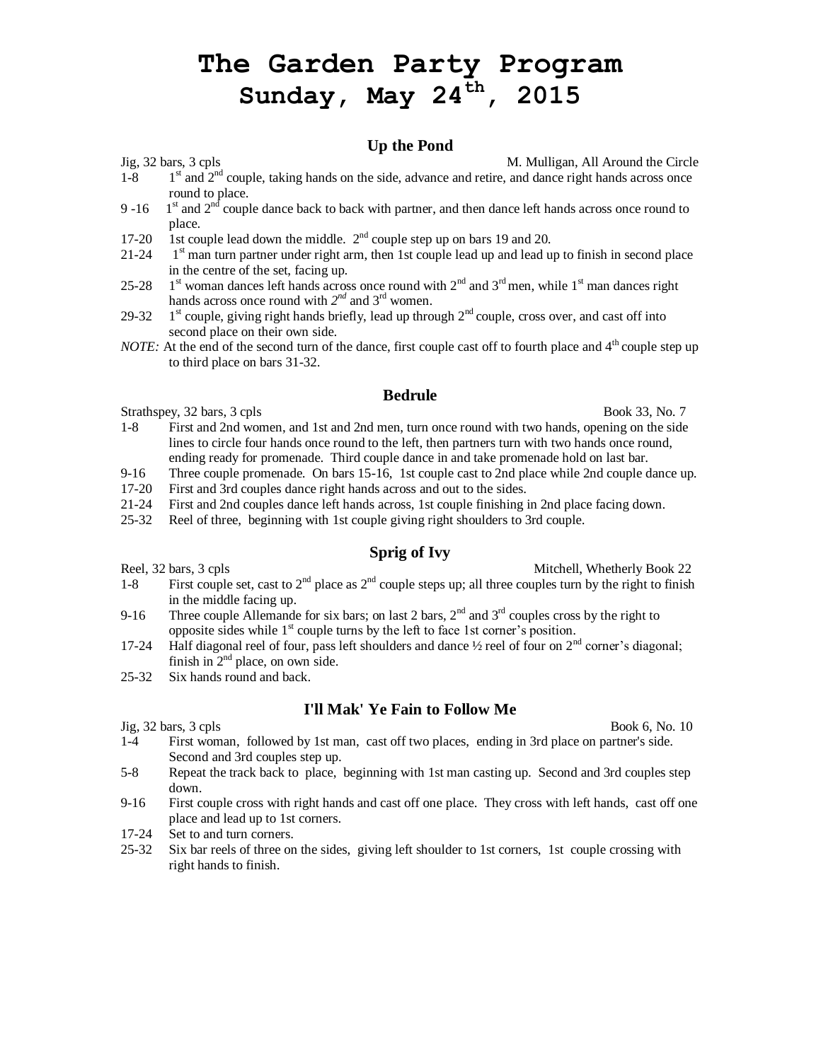# The Garden Party Program
## Sunday, May 24th, 2015

### Up the Pond

Jig, 32 bars, 3 cpls — M. Mulligan, All Around the Circle

1-8 1st and 2nd couple, taking hands on the side, advance and retire, and dance right hands across once round to place.

9 -16 1st and 2nd couple dance back to back with partner, and then dance left hands across once round to place.

17-20 1st couple lead down the middle. 2nd couple step up on bars 19 and 20.

21-24 1st man turn partner under right arm, then 1st couple lead up and lead up to finish in second place in the centre of the set, facing up.

25-28 1st woman dances left hands across once round with 2nd and 3rd men, while 1st man dances right hands across once round with *2nd* and 3rd women.

29-32 1st couple, giving right hands briefly, lead up through 2nd couple, cross over, and cast off into second place on their own side.

*NOTE:* At the end of the second turn of the dance, first couple cast off to fourth place and 4th couple step up to third place on bars 31-32.

### Bedrule

Strathspey, 32 bars, 3 cpls — Book 33, No. 7

1-8 First and 2nd women, and 1st and 2nd men, turn once round with two hands, opening on the side lines to circle four hands once round to the left, then partners turn with two hands once round, ending ready for promenade. Third couple dance in and take promenade hold on last bar.

9-16 Three couple promenade. On bars 15-16, 1st couple cast to 2nd place while 2nd couple dance up.

17-20 First and 3rd couples dance right hands across and out to the sides.

21-24 First and 2nd couples dance left hands across, 1st couple finishing in 2nd place facing down.

25-32 Reel of three, beginning with 1st couple giving right shoulders to 3rd couple.

### Sprig of Ivy

Reel, 32 bars, 3 cpls — Mitchell, Whetherly Book 22

1-8 First couple set, cast to 2nd place as 2nd couple steps up; all three couples turn by the right to finish in the middle facing up.

9-16 Three couple Allemande for six bars; on last 2 bars, 2nd and 3rd couples cross by the right to opposite sides while 1st couple turns by the left to face 1st corner's position.

17-24 Half diagonal reel of four, pass left shoulders and dance ½ reel of four on 2nd corner's diagonal; finish in 2nd place, on own side.

25-32 Six hands round and back.

### I'll Mak' Ye Fain to Follow Me

Jig, 32 bars, 3 cpls — Book 6, No. 10

1-4 First woman, followed by 1st man, cast off two places, ending in 3rd place on partner's side. Second and 3rd couples step up.

5-8 Repeat the track back to place, beginning with 1st man casting up. Second and 3rd couples step down.

9-16 First couple cross with right hands and cast off one place. They cross with left hands, cast off one place and lead up to 1st corners.

17-24 Set to and turn corners.

25-32 Six bar reels of three on the sides, giving left shoulder to 1st corners, 1st couple crossing with right hands to finish.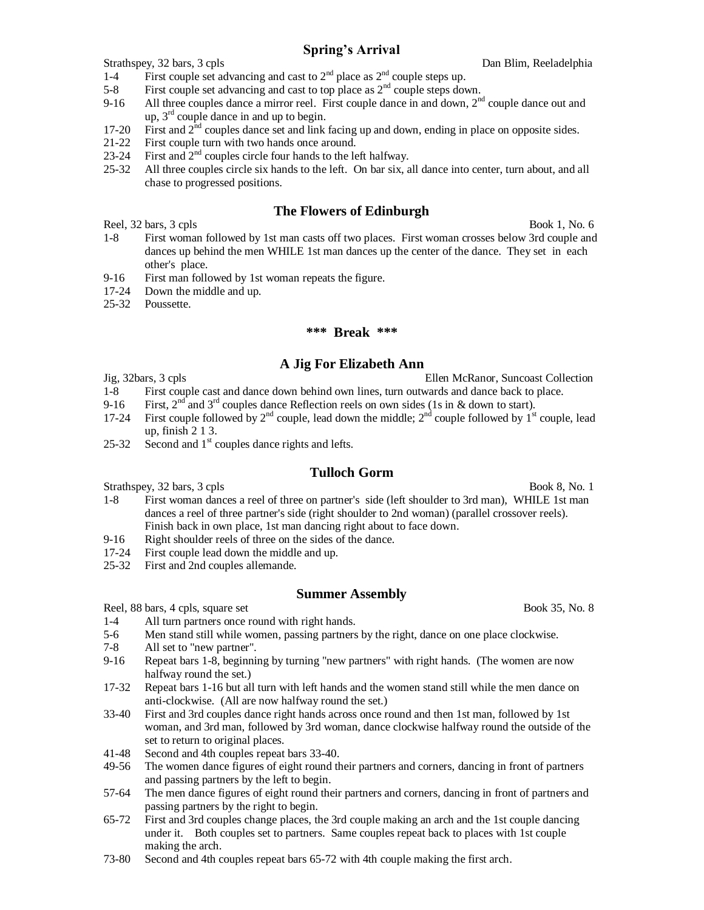## Spring's Arrival

Strathspey, 32 bars, 3 cpls — Dan Blim, Reeladelphia

1-4 First couple set advancing and cast to 2nd place as 2nd couple steps up.
5-8 First couple set advancing and cast to top place as 2nd couple steps down.
9-16 All three couples dance a mirror reel. First couple dance in and down, 2nd couple dance out and up, 3rd couple dance in and up to begin.
17-20 First and 2nd couples dance set and link facing up and down, ending in place on opposite sides.
21-22 First couple turn with two hands once around.
23-24 First and 2nd couples circle four hands to the left halfway.
25-32 All three couples circle six hands to the left. On bar six, all dance into center, turn about, and all chase to progressed positions.

## The Flowers of Edinburgh

Reel, 32 bars, 3 cpls — Book 1, No. 6

1-8 First woman followed by 1st man casts off two places. First woman crosses below 3rd couple and dances up behind the men WHILE 1st man dances up the center of the dance. They set in each other's place.
9-16 First man followed by 1st woman repeats the figure.
17-24 Down the middle and up.
25-32 Poussette.

**\*\*\* Break \*\*\***

## A Jig For Elizabeth Ann

Jig, 32bars, 3 cpls — Ellen McRanor, Suncoast Collection

1-8 First couple cast and dance down behind own lines, turn outwards and dance back to place.
9-16 First, 2nd and 3rd couples dance Reflection reels on own sides (1s in & down to start).
17-24 First couple followed by 2nd couple, lead down the middle; 2nd couple followed by 1st couple, lead up, finish 2 1 3.
25-32 Second and 1st couples dance rights and lefts.

## Tulloch Gorm

Strathspey, 32 bars, 3 cpls — Book 8, No. 1

1-8 First woman dances a reel of three on partner's side (left shoulder to 3rd man), WHILE 1st man dances a reel of three partner's side (right shoulder to 2nd woman) (parallel crossover reels). Finish back in own place, 1st man dancing right about to face down.
9-16 Right shoulder reels of three on the sides of the dance.
17-24 First couple lead down the middle and up.
25-32 First and 2nd couples allemande.

## Summer Assembly

Reel, 88 bars, 4 cpls, square set — Book 35, No. 8

1-4 All turn partners once round with right hands.
5-6 Men stand still while women, passing partners by the right, dance on one place clockwise.
7-8 All set to "new partner".
9-16 Repeat bars 1-8, beginning by turning "new partners" with right hands. (The women are now halfway round the set.)
17-32 Repeat bars 1-16 but all turn with left hands and the women stand still while the men dance on anti-clockwise. (All are now halfway round the set.)
33-40 First and 3rd couples dance right hands across once round and then 1st man, followed by 1st woman, and 3rd man, followed by 3rd woman, dance clockwise halfway round the outside of the set to return to original places.
41-48 Second and 4th couples repeat bars 33-40.
49-56 The women dance figures of eight round their partners and corners, dancing in front of partners and passing partners by the left to begin.
57-64 The men dance figures of eight round their partners and corners, dancing in front of partners and passing partners by the right to begin.
65-72 First and 3rd couples change places, the 3rd couple making an arch and the 1st couple dancing under it. Both couples set to partners. Same couples repeat back to places with 1st couple making the arch.
73-80 Second and 4th couples repeat bars 65-72 with 4th couple making the first arch.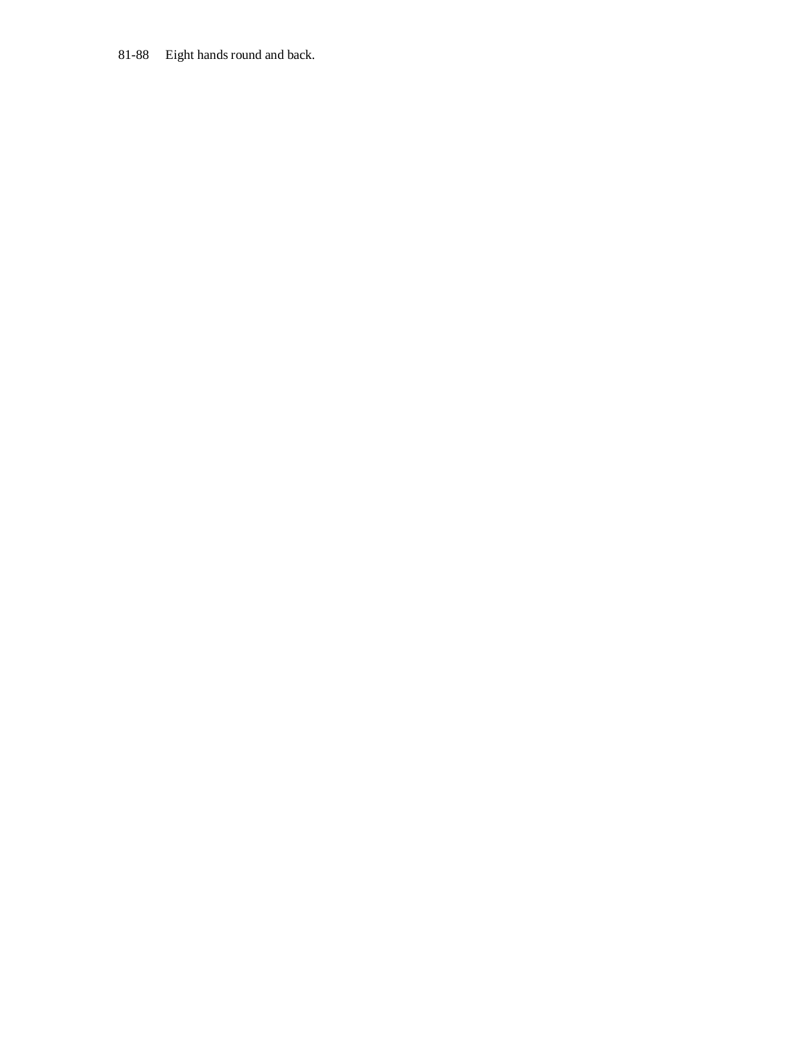81-88 Eight hands round and back.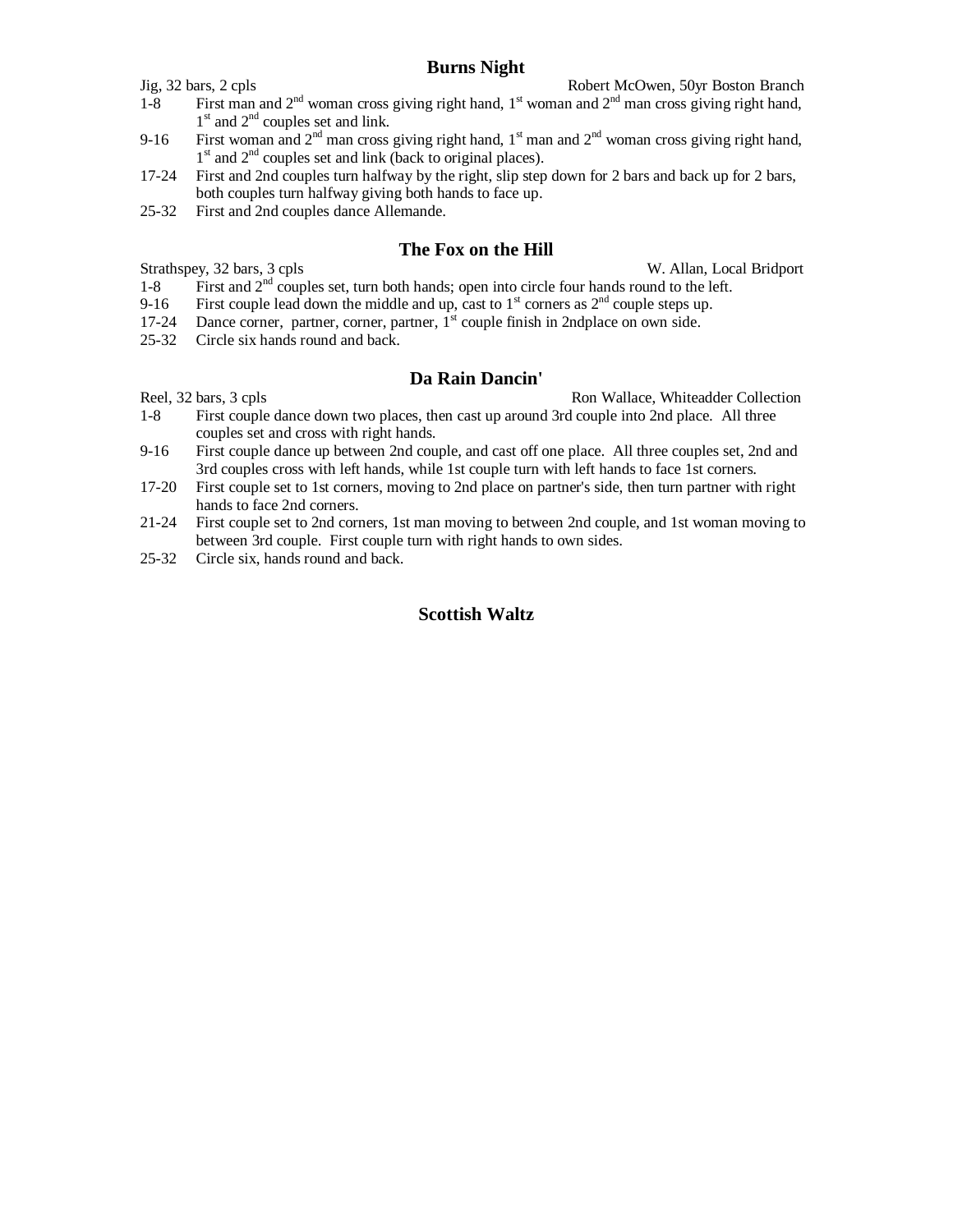## Burns Night

Jig, 32 bars, 2 cpls — Robert McOwen, 50yr Boston Branch

1-8 First man and 2nd woman cross giving right hand, 1st woman and 2nd man cross giving right hand, 1st and 2nd couples set and link.

9-16 First woman and 2nd man cross giving right hand, 1st man and 2nd woman cross giving right hand, 1st and 2nd couples set and link (back to original places).

17-24 First and 2nd couples turn halfway by the right, slip step down for 2 bars and back up for 2 bars, both couples turn halfway giving both hands to face up.

25-32 First and 2nd couples dance Allemande.

## The Fox on the Hill

Strathspey, 32 bars, 3 cpls — W. Allan, Local Bridport

1-8 First and 2nd couples set, turn both hands; open into circle four hands round to the left.

9-16 First couple lead down the middle and up, cast to 1st corners as 2nd couple steps up.

17-24 Dance corner, partner, corner, partner, 1st couple finish in 2ndplace on own side.

25-32 Circle six hands round and back.

## Da Rain Dancin'

Reel, 32 bars, 3 cpls — Ron Wallace, Whiteadder Collection

1-8 First couple dance down two places, then cast up around 3rd couple into 2nd place. All three couples set and cross with right hands.

9-16 First couple dance up between 2nd couple, and cast off one place. All three couples set, 2nd and 3rd couples cross with left hands, while 1st couple turn with left hands to face 1st corners.

17-20 First couple set to 1st corners, moving to 2nd place on partner's side, then turn partner with right hands to face 2nd corners.

21-24 First couple set to 2nd corners, 1st man moving to between 2nd couple, and 1st woman moving to between 3rd couple. First couple turn with right hands to own sides.

25-32 Circle six, hands round and back.

## Scottish Waltz